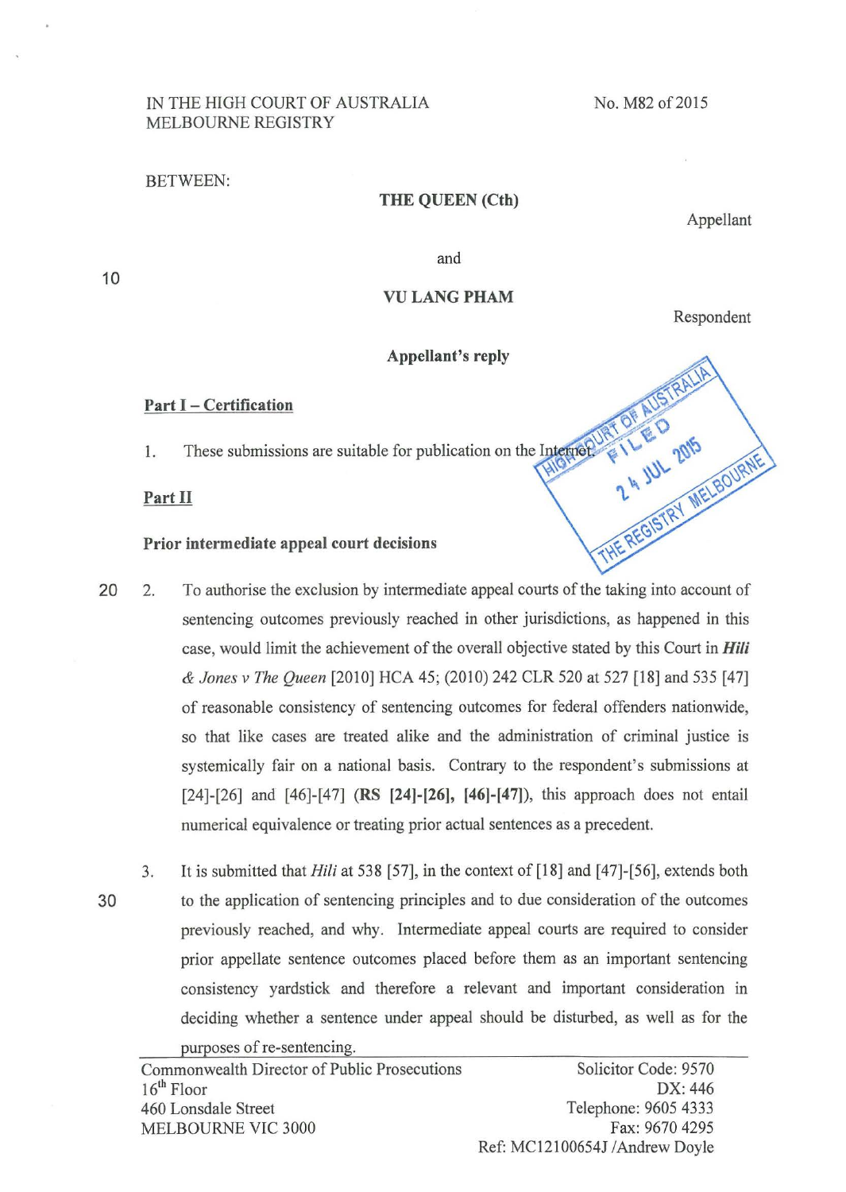IN THE HIGH COURT OF AUSTRALIA
MELBOURNE REGISTRY

No. M82 of 2015

BETWEEN:

**THE QUEEN (Cth)**

Appellant

and

**VU LANG PHAM**

Respondent

**Appellant's reply**

HIGH COURT OF AUSTRALIA
FILED
24 JUL 2015
THE REGISTRY MELBOURNE

## Part I – Certification

1. These submissions are suitable for publication on the Internet.

## Part II

### Prior intermediate appeal court decisions

2. To authorise the exclusion by intermediate appeal courts of the taking into account of sentencing outcomes previously reached in other jurisdictions, as happened in this case, would limit the achievement of the overall objective stated by this Court in ***Hili & Jones v The Queen*** [2010] HCA 45; (2010) 242 CLR 520 at 527 [18] and 535 [47] of reasonable consistency of sentencing outcomes for federal offenders nationwide, so that like cases are treated alike and the administration of criminal justice is systemically fair on a national basis. Contrary to the respondent's submissions at [24]-[26] and [46]-[47] (**RS [24]-[26], [46]-[47]**), this approach does not entail numerical equivalence or treating prior actual sentences as a precedent.

3. It is submitted that *Hili* at 538 [57], in the context of [18] and [47]-[56], extends both to the application of sentencing principles and to due consideration of the outcomes previously reached, and why. Intermediate appeal courts are required to consider prior appellate sentence outcomes placed before them as an important sentencing consistency yardstick and therefore a relevant and important consideration in deciding whether a sentence under appeal should be disturbed, as well as for the purposes of re-sentencing.

Commonwealth Director of Public Prosecutions
16th Floor
460 Lonsdale Street
MELBOURNE VIC 3000

Solicitor Code: 9570
DX: 446
Telephone: 9605 4333
Fax: 9670 4295
Ref: MC12100654J /Andrew Doyle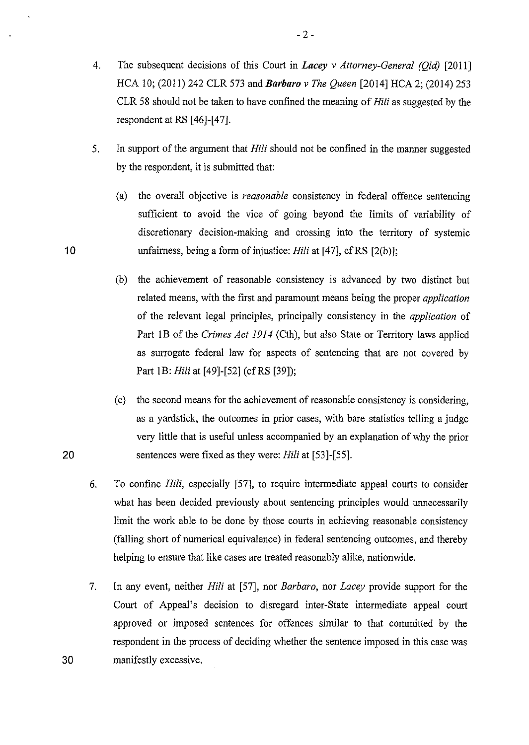4. The subsequent decisions of this Court in ***Lacey v Attorney-General (Qld)*** [2011] HCA 10; (2011) 242 CLR 573 and ***Barbaro v The Queen*** [2014] HCA 2; (2014) 253 CLR 58 should not be taken to have confined the meaning of *Hili* as suggested by the respondent at RS [46]-[47].

5. In support of the argument that *Hili* should not be confined in the manner suggested by the respondent, it is submitted that:

   (a) the overall objective is *reasonable* consistency in federal offence sentencing sufficient to avoid the vice of going beyond the limits of variability of discretionary decision-making and crossing into the territory of systemic unfairness, being a form of injustice: *Hili* at [47], cf RS [2(b)];

   (b) the achievement of reasonable consistency is advanced by two distinct but related means, with the first and paramount means being the proper *application* of the relevant legal principles, principally consistency in the *application* of Part 1B of the *Crimes Act 1914* (Cth), but also State or Territory laws applied as surrogate federal law for aspects of sentencing that are not covered by Part 1B: *Hili* at [49]-[52] (cf RS [39]);

   (c) the second means for the achievement of reasonable consistency is considering, as a yardstick, the outcomes in prior cases, with bare statistics telling a judge very little that is useful unless accompanied by an explanation of why the prior sentences were fixed as they were: *Hili* at [53]-[55].

6. To confine *Hili*, especially [57], to require intermediate appeal courts to consider what has been decided previously about sentencing principles would unnecessarily limit the work able to be done by those courts in achieving reasonable consistency (falling short of numerical equivalence) in federal sentencing outcomes, and thereby helping to ensure that like cases are treated reasonably alike, nationwide.

7. In any event, neither *Hili* at [57], nor *Barbaro*, nor *Lacey* provide support for the Court of Appeal's decision to disregard inter-State intermediate appeal court approved or imposed sentences for offences similar to that committed by the respondent in the process of deciding whether the sentence imposed in this case was manifestly excessive.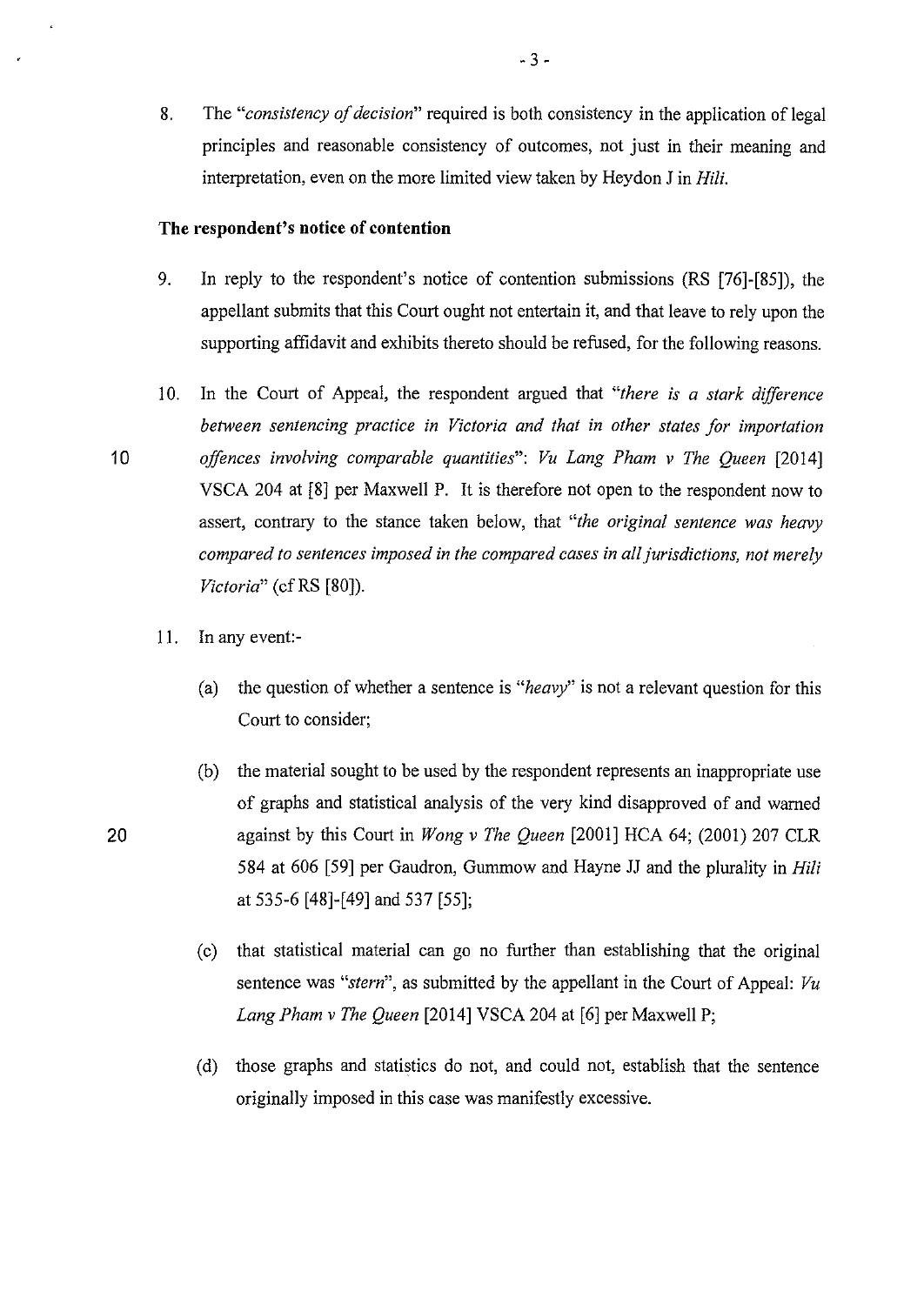8. The "*consistency of decision*" required is both consistency in the application of legal principles and reasonable consistency of outcomes, not just in their meaning and interpretation, even on the more limited view taken by Heydon J in *Hili*.

**The respondent's notice of contention**

9. In reply to the respondent's notice of contention submissions (RS [76]-[85]), the appellant submits that this Court ought not entertain it, and that leave to rely upon the supporting affidavit and exhibits thereto should be refused, for the following reasons.

10. In the Court of Appeal, the respondent argued that "*there is a stark difference between sentencing practice in Victoria and that in other states for importation offences involving comparable quantities*": *Vu Lang Pham v The Queen* [2014] VSCA 204 at [8] per Maxwell P. It is therefore not open to the respondent now to assert, contrary to the stance taken below, that "*the original sentence was heavy compared to sentences imposed in the compared cases in all jurisdictions, not merely Victoria*" (cf RS [80]).

11. In any event:-

    (a) the question of whether a sentence is "*heavy*" is not a relevant question for this Court to consider;

    (b) the material sought to be used by the respondent represents an inappropriate use of graphs and statistical analysis of the very kind disapproved of and warned against by this Court in *Wong v The Queen* [2001] HCA 64; (2001) 207 CLR 584 at 606 [59] per Gaudron, Gummow and Hayne JJ and the plurality in *Hili* at 535-6 [48]-[49] and 537 [55];

    (c) that statistical material can go no further than establishing that the original sentence was "*stern*", as submitted by the appellant in the Court of Appeal: *Vu Lang Pham v The Queen* [2014] VSCA 204 at [6] per Maxwell P;

    (d) those graphs and statistics do not, and could not, establish that the sentence originally imposed in this case was manifestly excessive.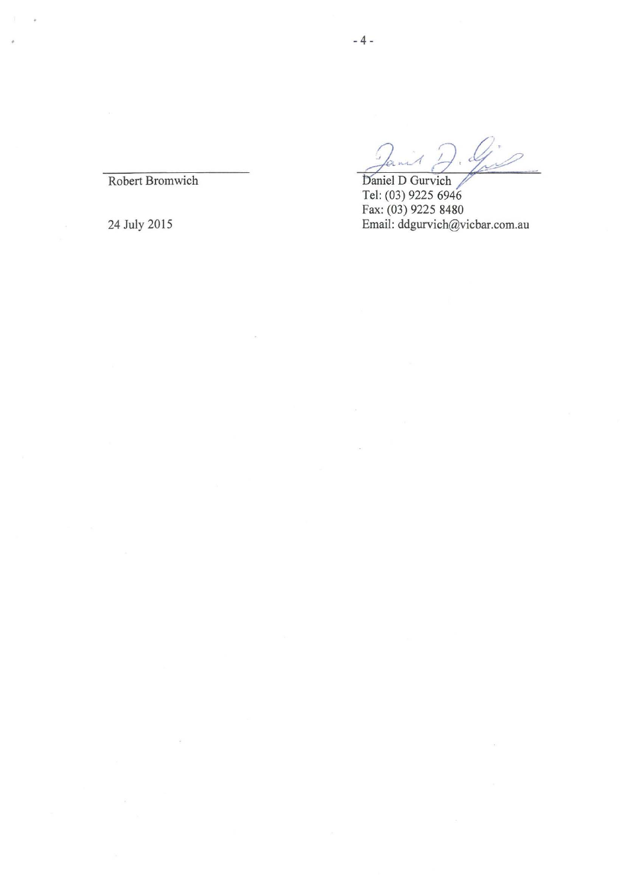Robert Bromwich

24 July 2015

Daniel D Gurvich
Tel: (03) 9225 6946
Fax: (03) 9225 8480
Email: ddgurvich@vicbar.com.au